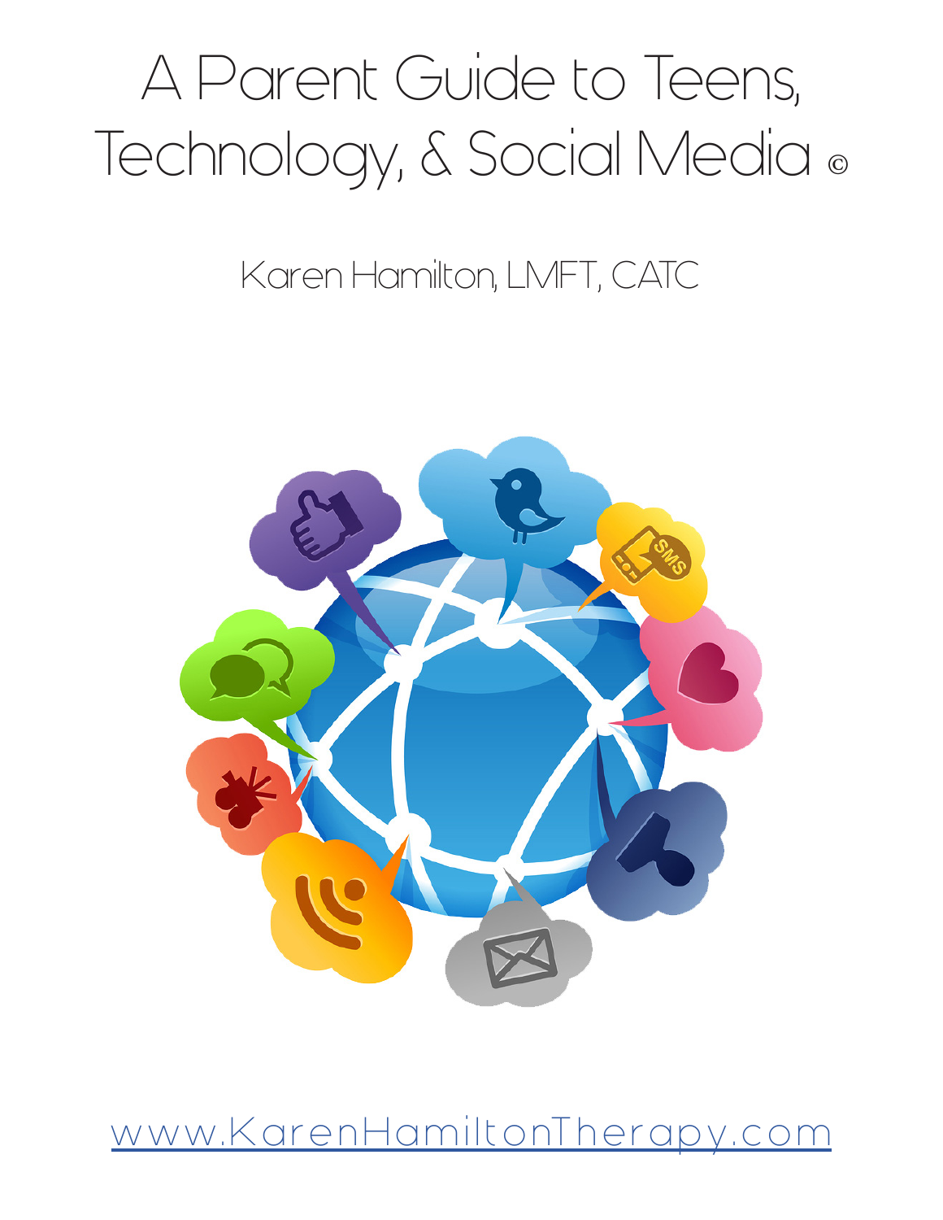# A Parent Guide to Teens, Technology, & Social Media ©

Karen Hamilton, LMFT, CATC

www.KarenHamiltonTherapy.com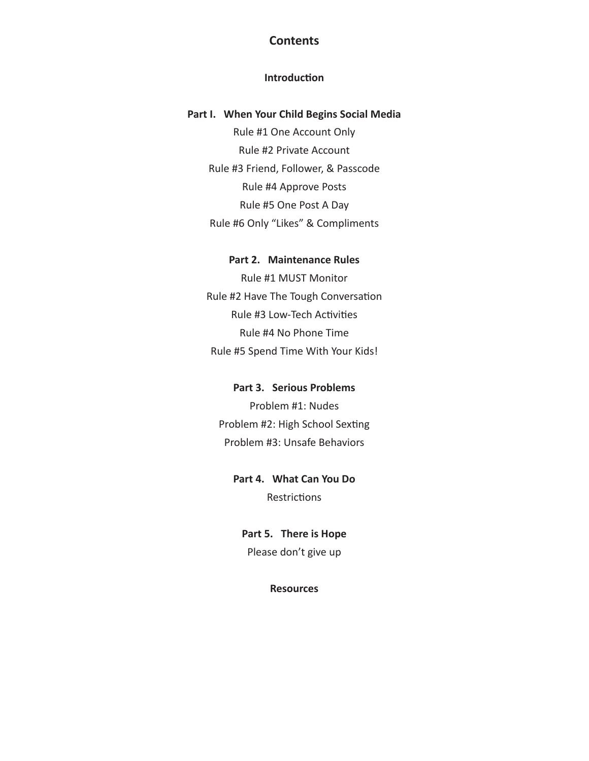# Contents

**Introduction**

**Part I. When Your Child Begins Social Media**

Rule #1 One Account Only

Rule #2 Private Account

Rule #3 Friend, Follower, & Passcode

Rule #4 Approve Posts

Rule #5 One Post A Day

Rule #6 Only "Likes" & Compliments

**Part 2. Maintenance Rules**

Rule #1 MUST Monitor

Rule #2 Have The Tough Conversation

Rule #3 Low-Tech Activities

Rule #4 No Phone Time

Rule #5 Spend Time With Your Kids!

**Part 3. Serious Problems**

Problem #1: Nudes

Problem #2: High School Sexting

Problem #3: Unsafe Behaviors

**Part 4. What Can You Do**

Restrictions

**Part 5. There is Hope**

Please don't give up

**Resources**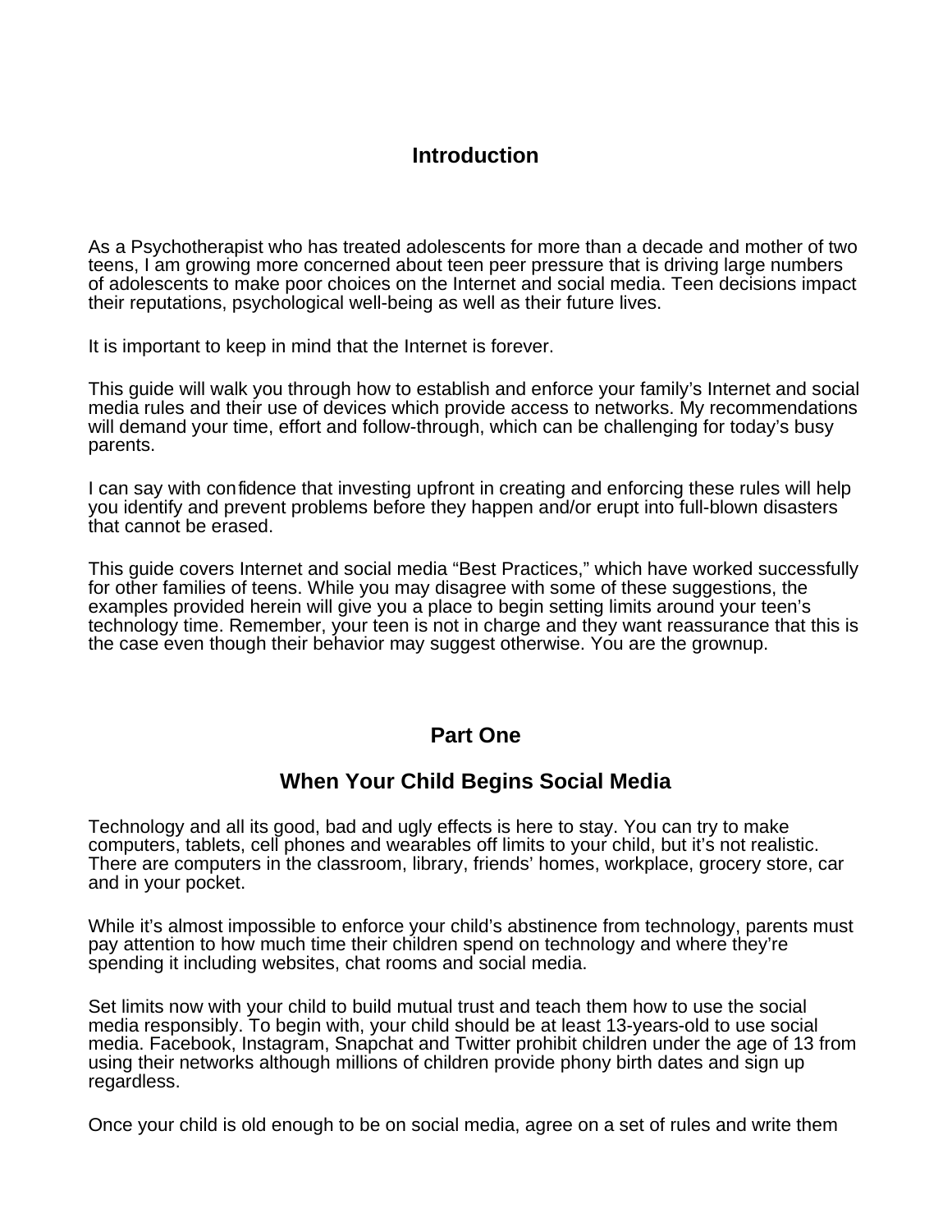## Introduction

As a Psychotherapist who has treated adolescents for more than a decade and mother of two teens, I am growing more concerned about teen peer pressure that is driving large numbers of adolescents to make poor choices on the Internet and social media. Teen decisions impact their reputations, psychological well-being as well as their future lives.

It is important to keep in mind that the Internet is forever.

This guide will walk you through how to establish and enforce your family's Internet and social media rules and their use of devices which provide access to networks. My recommendations will demand your time, effort and follow-through, which can be challenging for today's busy parents.

I can say with confidence that investing upfront in creating and enforcing these rules will help you identify and prevent problems before they happen and/or erupt into full-blown disasters that cannot be erased.

This guide covers Internet and social media "Best Practices," which have worked successfully for other families of teens. While you may disagree with some of these suggestions, the examples provided herein will give you a place to begin setting limits around your teen's technology time. Remember, your teen is not in charge and they want reassurance that this is the case even though their behavior may suggest otherwise. You are the grownup.

## Part One

## When Your Child Begins Social Media

Technology and all its good, bad and ugly effects is here to stay. You can try to make computers, tablets, cell phones and wearables off limits to your child, but it's not realistic. There are computers in the classroom, library, friends' homes, workplace, grocery store, car and in your pocket.

While it's almost impossible to enforce your child's abstinence from technology, parents must pay attention to how much time their children spend on technology and where they're spending it including websites, chat rooms and social media.

Set limits now with your child to build mutual trust and teach them how to use the social media responsibly. To begin with, your child should be at least 13-years-old to use social media. Facebook, Instagram, Snapchat and Twitter prohibit children under the age of 13 from using their networks although millions of children provide phony birth dates and sign up regardless.

Once your child is old enough to be on social media, agree on a set of rules and write them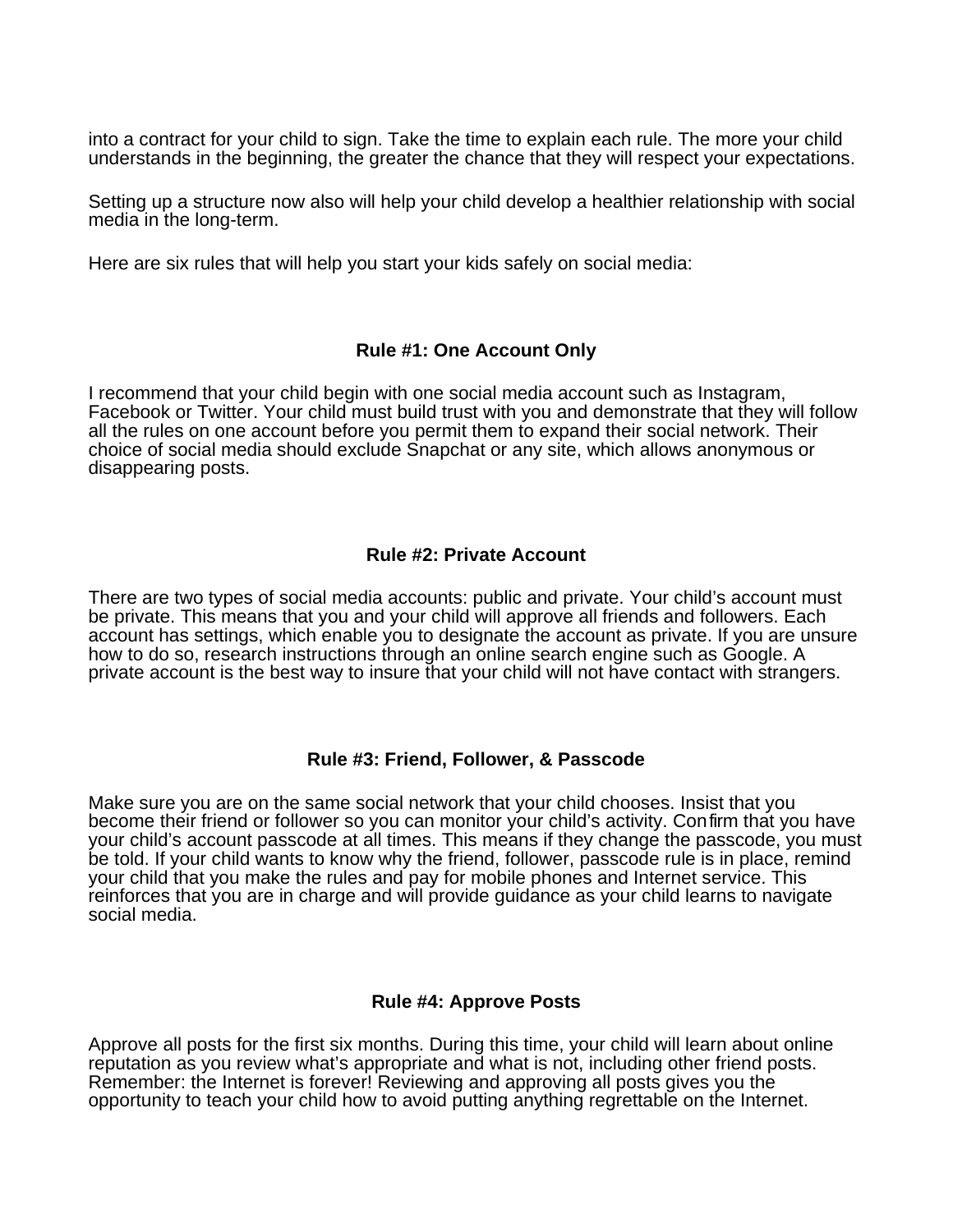into a contract for your child to sign. Take the time to explain each rule. The more your child understands in the beginning, the greater the chance that they will respect your expectations.

Setting up a structure now also will help your child develop a healthier relationship with social media in the long-term.

Here are six rules that will help you start your kids safely on social media:

### Rule #1: One Account Only

I recommend that your child begin with one social media account such as Instagram, Facebook or Twitter. Your child must build trust with you and demonstrate that they will follow all the rules on one account before you permit them to expand their social network. Their choice of social media should exclude Snapchat or any site, which allows anonymous or disappearing posts.

### Rule #2: Private Account

There are two types of social media accounts: public and private. Your child's account must be private. This means that you and your child will approve all friends and followers. Each account has settings, which enable you to designate the account as private. If you are unsure how to do so, research instructions through an online search engine such as Google. A private account is the best way to insure that your child will not have contact with strangers.

### Rule #3: Friend, Follower, & Passcode

Make sure you are on the same social network that your child chooses. Insist that you become their friend or follower so you can monitor your child's activity. Confirm that you have your child's account passcode at all times. This means if they change the passcode, you must be told. If your child wants to know why the friend, follower, passcode rule is in place, remind your child that you make the rules and pay for mobile phones and Internet service. This reinforces that you are in charge and will provide guidance as your child learns to navigate social media.

### Rule #4: Approve Posts

Approve all posts for the first six months. During this time, your child will learn about online reputation as you review what's appropriate and what is not, including other friend posts. Remember: the Internet is forever! Reviewing and approving all posts gives you the opportunity to teach your child how to avoid putting anything regrettable on the Internet.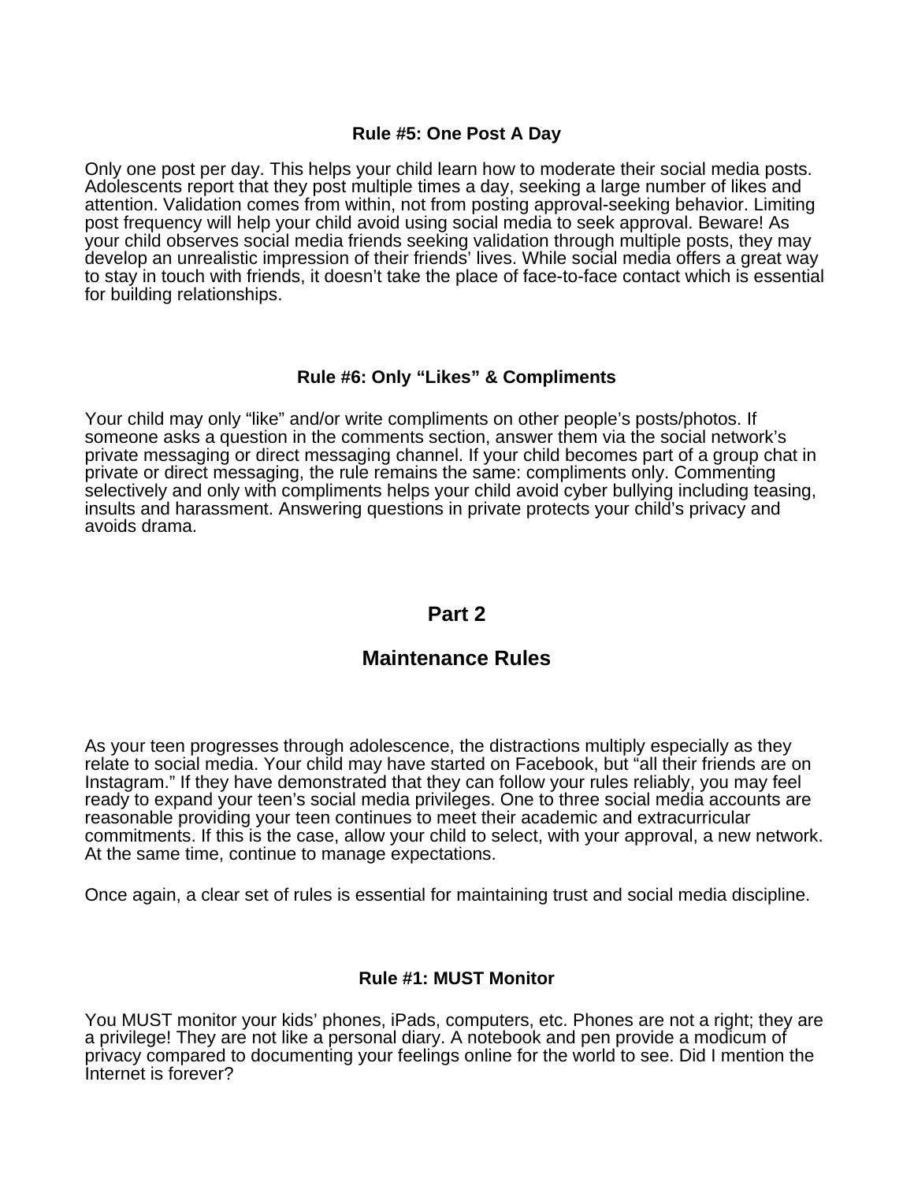### Rule #5: One Post A Day

Only one post per day. This helps your child learn how to moderate their social media posts. Adolescents report that they post multiple times a day, seeking a large number of likes and attention. Validation comes from within, not from posting approval-seeking behavior. Limiting post frequency will help your child avoid using social media to seek approval. Beware! As your child observes social media friends seeking validation through multiple posts, they may develop an unrealistic impression of their friends' lives. While social media offers a great way to stay in touch with friends, it doesn't take the place of face-to-face contact which is essential for building relationships.

### Rule #6: Only "Likes" & Compliments

Your child may only "like" and/or write compliments on other people's posts/photos. If someone asks a question in the comments section, answer them via the social network's private messaging or direct messaging channel. If your child becomes part of a group chat in private or direct messaging, the rule remains the same: compliments only. Commenting selectively and only with compliments helps your child avoid cyber bullying including teasing, insults and harassment. Answering questions in private protects your child's privacy and avoids drama.

## Part 2

## Maintenance Rules

As your teen progresses through adolescence, the distractions multiply especially as they relate to social media. Your child may have started on Facebook, but "all their friends are on Instagram." If they have demonstrated that they can follow your rules reliably, you may feel ready to expand your teen's social media privileges. One to three social media accounts are reasonable providing your teen continues to meet their academic and extracurricular commitments. If this is the case, allow your child to select, with your approval, a new network. At the same time, continue to manage expectations.

Once again, a clear set of rules is essential for maintaining trust and social media discipline.

### Rule #1: MUST Monitor

You MUST monitor your kids' phones, iPads, computers, etc. Phones are not a right; they are a privilege! They are not like a personal diary. A notebook and pen provide a modicum of privacy compared to documenting your feelings online for the world to see. Did I mention the Internet is forever?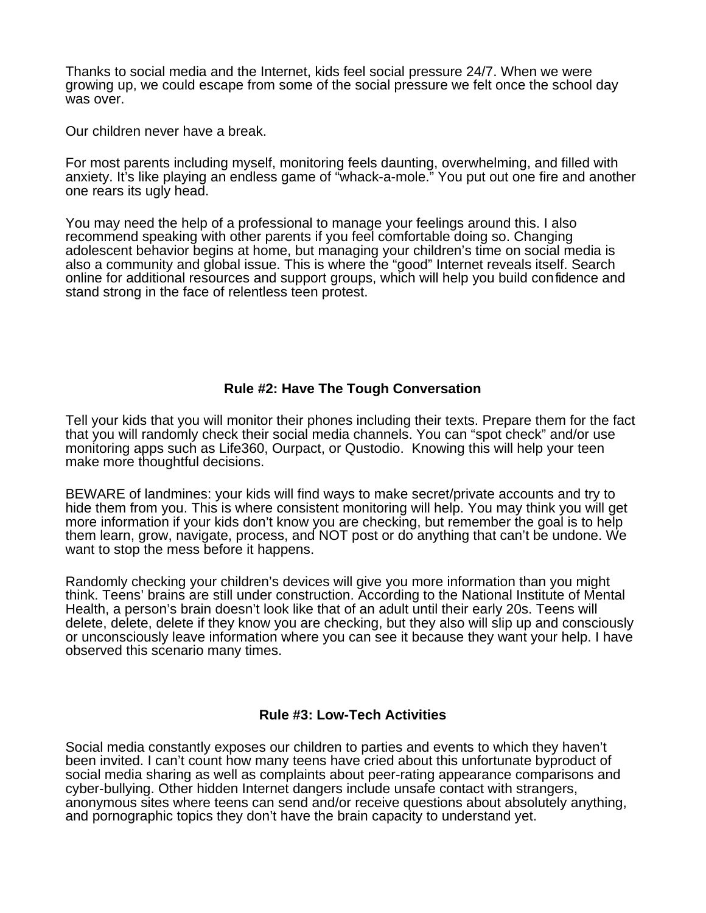Thanks to social media and the Internet, kids feel social pressure 24/7. When we were growing up, we could escape from some of the social pressure we felt once the school day was over.

Our children never have a break.

For most parents including myself, monitoring feels daunting, overwhelming, and filled with anxiety. It's like playing an endless game of "whack-a-mole." You put out one fire and another one rears its ugly head.

You may need the help of a professional to manage your feelings around this. I also recommend speaking with other parents if you feel comfortable doing so. Changing adolescent behavior begins at home, but managing your children's time on social media is also a community and global issue. This is where the "good" Internet reveals itself. Search online for additional resources and support groups, which will help you build confidence and stand strong in the face of relentless teen protest.

## Rule #2: Have The Tough Conversation

Tell your kids that you will monitor their phones including their texts. Prepare them for the fact that you will randomly check their social media channels. You can "spot check" and/or use monitoring apps such as Life360, Ourpact, or Qustodio. Knowing this will help your teen make more thoughtful decisions.

BEWARE of landmines: your kids will find ways to make secret/private accounts and try to hide them from you. This is where consistent monitoring will help. You may think you will get more information if your kids don't know you are checking, but remember the goal is to help them learn, grow, navigate, process, and NOT post or do anything that can't be undone. We want to stop the mess before it happens.

Randomly checking your children's devices will give you more information than you might think. Teens' brains are still under construction. According to the National Institute of Mental Health, a person's brain doesn't look like that of an adult until their early 20s. Teens will delete, delete, delete if they know you are checking, but they also will slip up and consciously or unconsciously leave information where you can see it because they want your help. I have observed this scenario many times.

## Rule #3: Low-Tech Activities

Social media constantly exposes our children to parties and events to which they haven't been invited. I can't count how many teens have cried about this unfortunate byproduct of social media sharing as well as complaints about peer-rating appearance comparisons and cyber-bullying. Other hidden Internet dangers include unsafe contact with strangers, anonymous sites where teens can send and/or receive questions about absolutely anything, and pornographic topics they don't have the brain capacity to understand yet.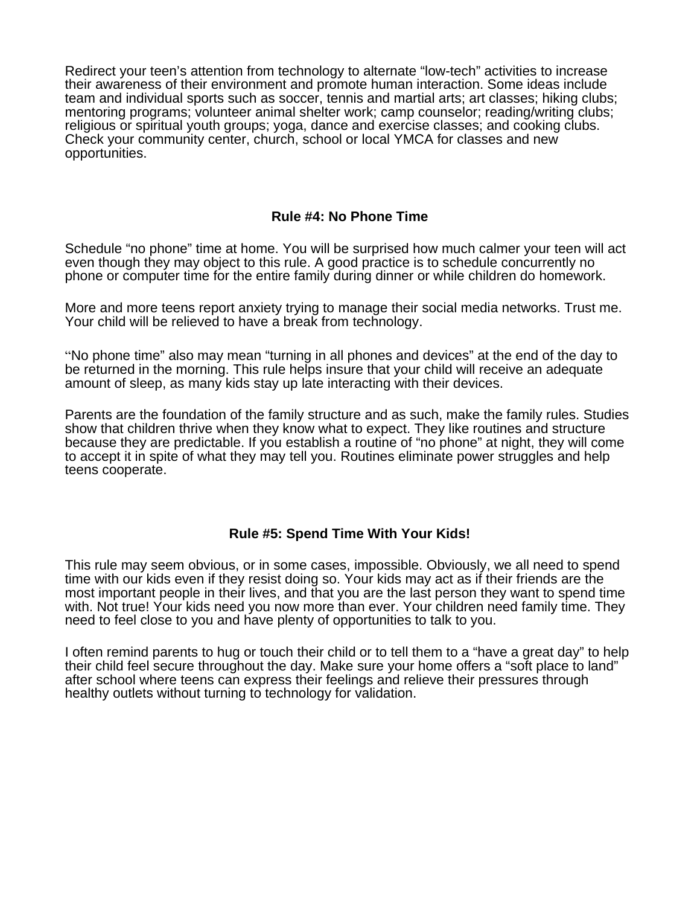Redirect your teen's attention from technology to alternate "low-tech" activities to increase their awareness of their environment and promote human interaction. Some ideas include team and individual sports such as soccer, tennis and martial arts; art classes; hiking clubs; mentoring programs; volunteer animal shelter work; camp counselor; reading/writing clubs; religious or spiritual youth groups; yoga, dance and exercise classes; and cooking clubs. Check your community center, church, school or local YMCA for classes and new opportunities.

### Rule #4: No Phone Time

Schedule "no phone" time at home. You will be surprised how much calmer your teen will act even though they may object to this rule. A good practice is to schedule concurrently no phone or computer time for the entire family during dinner or while children do homework.

More and more teens report anxiety trying to manage their social media networks. Trust me. Your child will be relieved to have a break from technology.

"No phone time" also may mean "turning in all phones and devices" at the end of the day to be returned in the morning. This rule helps insure that your child will receive an adequate amount of sleep, as many kids stay up late interacting with their devices.

Parents are the foundation of the family structure and as such, make the family rules. Studies show that children thrive when they know what to expect. They like routines and structure because they are predictable. If you establish a routine of "no phone" at night, they will come to accept it in spite of what they may tell you. Routines eliminate power struggles and help teens cooperate.

### Rule #5: Spend Time With Your Kids!

This rule may seem obvious, or in some cases, impossible. Obviously, we all need to spend time with our kids even if they resist doing so. Your kids may act as if their friends are the most important people in their lives, and that you are the last person they want to spend time with. Not true! Your kids need you now more than ever. Your children need family time. They need to feel close to you and have plenty of opportunities to talk to you.

I often remind parents to hug or touch their child or to tell them to a "have a great day" to help their child feel secure throughout the day. Make sure your home offers a "soft place to land" after school where teens can express their feelings and relieve their pressures through healthy outlets without turning to technology for validation.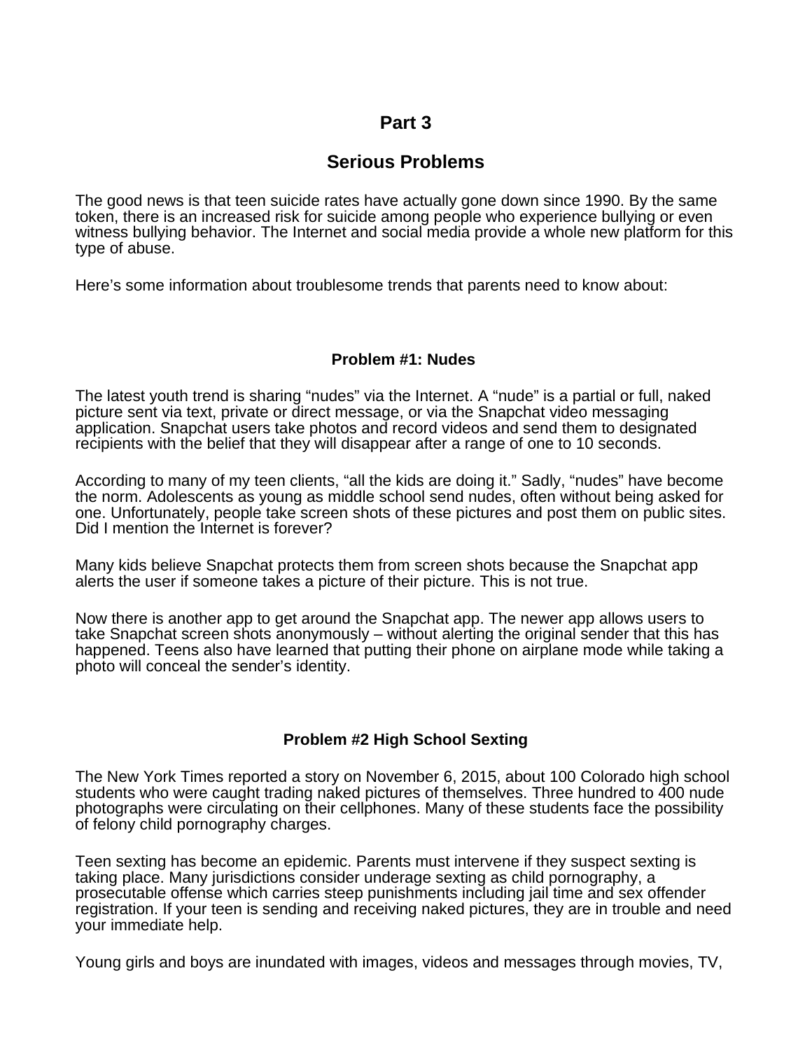## Part 3

## Serious Problems

The good news is that teen suicide rates have actually gone down since 1990. By the same token, there is an increased risk for suicide among people who experience bullying or even witness bullying behavior. The Internet and social media provide a whole new platform for this type of abuse.

Here's some information about troublesome trends that parents need to know about:

### Problem #1: Nudes

The latest youth trend is sharing "nudes" via the Internet. A "nude" is a partial or full, naked picture sent via text, private or direct message, or via the Snapchat video messaging application. Snapchat users take photos and record videos and send them to designated recipients with the belief that they will disappear after a range of one to 10 seconds.

According to many of my teen clients, "all the kids are doing it." Sadly, "nudes" have become the norm. Adolescents as young as middle school send nudes, often without being asked for one. Unfortunately, people take screen shots of these pictures and post them on public sites. Did I mention the Internet is forever?

Many kids believe Snapchat protects them from screen shots because the Snapchat app alerts the user if someone takes a picture of their picture. This is not true.

Now there is another app to get around the Snapchat app. The newer app allows users to take Snapchat screen shots anonymously – without alerting the original sender that this has happened. Teens also have learned that putting their phone on airplane mode while taking a photo will conceal the sender's identity.

### Problem #2 High School Sexting

The New York Times reported a story on November 6, 2015, about 100 Colorado high school students who were caught trading naked pictures of themselves. Three hundred to 400 nude photographs were circulating on their cellphones. Many of these students face the possibility of felony child pornography charges.

Teen sexting has become an epidemic. Parents must intervene if they suspect sexting is taking place. Many jurisdictions consider underage sexting as child pornography, a prosecutable offense which carries steep punishments including jail time and sex offender registration. If your teen is sending and receiving naked pictures, they are in trouble and need your immediate help.

Young girls and boys are inundated with images, videos and messages through movies, TV,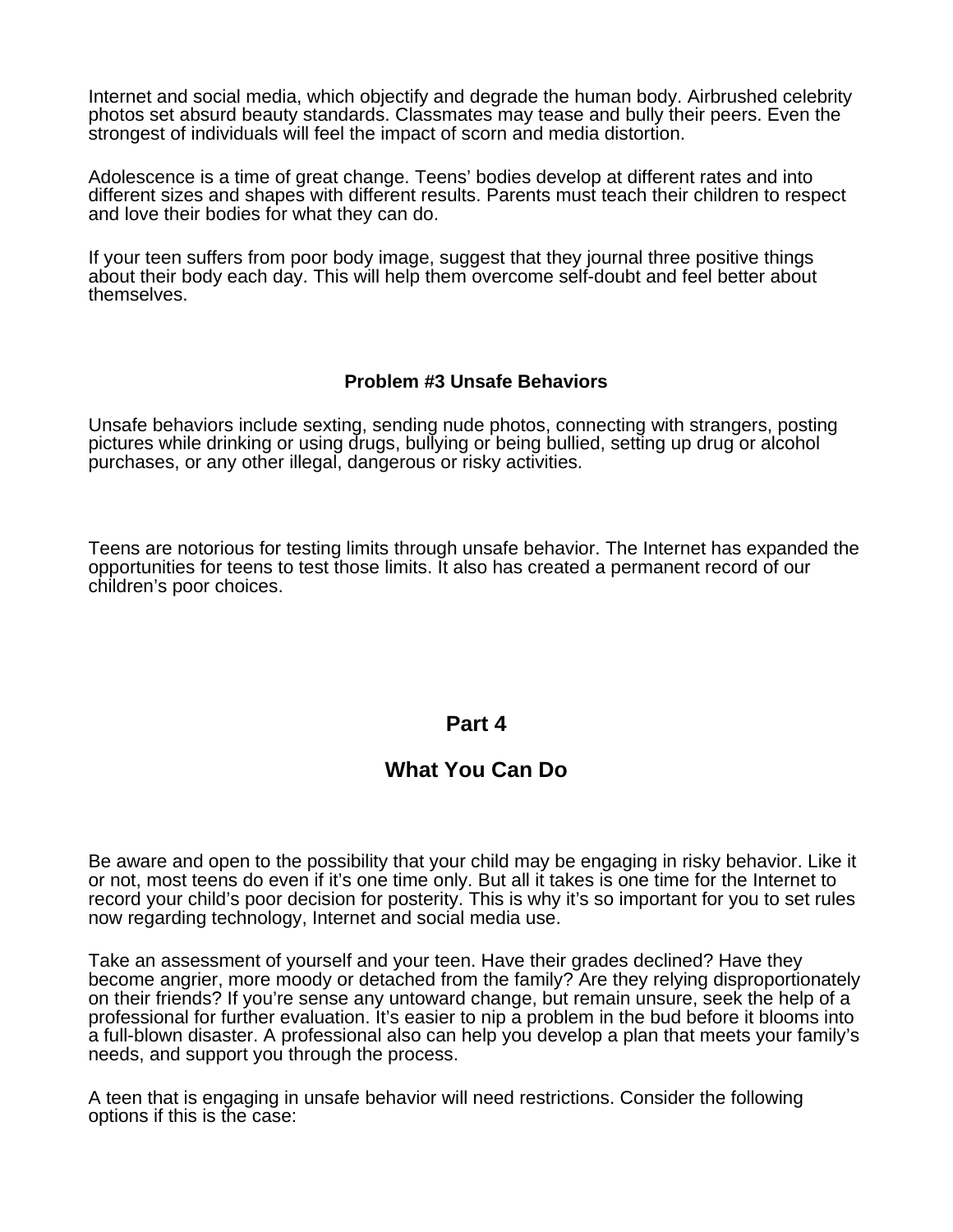Internet and social media, which objectify and degrade the human body. Airbrushed celebrity photos set absurd beauty standards. Classmates may tease and bully their peers. Even the strongest of individuals will feel the impact of scorn and media distortion.

Adolescence is a time of great change. Teens' bodies develop at different rates and into different sizes and shapes with different results. Parents must teach their children to respect and love their bodies for what they can do.

If your teen suffers from poor body image, suggest that they journal three positive things about their body each day. This will help them overcome self-doubt and feel better about themselves.

### Problem #3 Unsafe Behaviors

Unsafe behaviors include sexting, sending nude photos, connecting with strangers, posting pictures while drinking or using drugs, bullying or being bullied, setting up drug or alcohol purchases, or any other illegal, dangerous or risky activities.

Teens are notorious for testing limits through unsafe behavior. The Internet has expanded the opportunities for teens to test those limits. It also has created a permanent record of our children's poor choices.

## Part 4

## What You Can Do

Be aware and open to the possibility that your child may be engaging in risky behavior. Like it or not, most teens do even if it's one time only. But all it takes is one time for the Internet to record your child's poor decision for posterity. This is why it's so important for you to set rules now regarding technology, Internet and social media use.

Take an assessment of yourself and your teen. Have their grades declined? Have they become angrier, more moody or detached from the family? Are they relying disproportionately on their friends? If you're sense any untoward change, but remain unsure, seek the help of a professional for further evaluation. It's easier to nip a problem in the bud before it blooms into a full-blown disaster. A professional also can help you develop a plan that meets your family's needs, and support you through the process.

A teen that is engaging in unsafe behavior will need restrictions. Consider the following options if this is the case: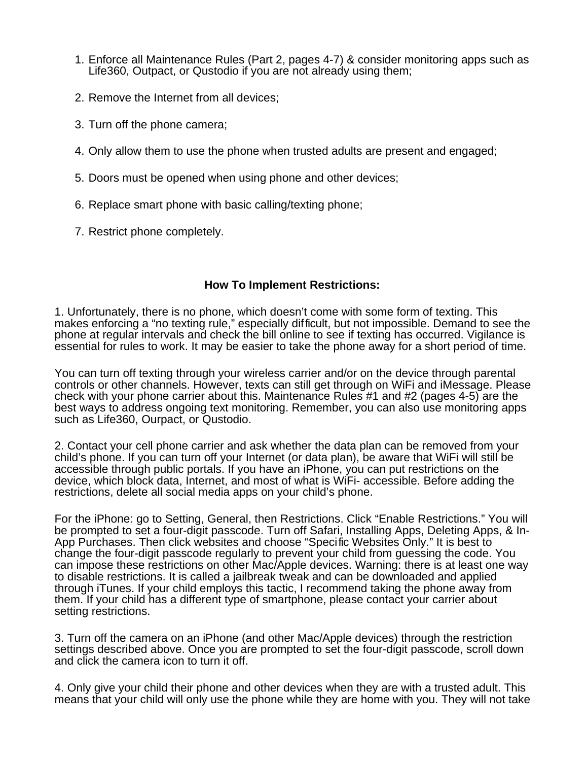1. Enforce all Maintenance Rules (Part 2, pages 4-7) & consider monitoring apps such as Life360, Outpact, or Qustodio if you are not already using them;

2. Remove the Internet from all devices;

3. Turn off the phone camera;

4. Only allow them to use the phone when trusted adults are present and engaged;

5. Doors must be opened when using phone and other devices;

6. Replace smart phone with basic calling/texting phone;

7. Restrict phone completely.

**How To Implement Restrictions:**

1. Unfortunately, there is no phone, which doesn't come with some form of texting. This makes enforcing a "no texting rule," especially difficult, but not impossible. Demand to see the phone at regular intervals and check the bill online to see if texting has occurred. Vigilance is essential for rules to work. It may be easier to take the phone away for a short period of time.

You can turn off texting through your wireless carrier and/or on the device through parental controls or other channels. However, texts can still get through on WiFi and iMessage. Please check with your phone carrier about this. Maintenance Rules #1 and #2 (pages 4-5) are the best ways to address ongoing text monitoring. Remember, you can also use monitoring apps such as Life360, Ourpact, or Qustodio.

2. Contact your cell phone carrier and ask whether the data plan can be removed from your child's phone. If you can turn off your Internet (or data plan), be aware that WiFi will still be accessible through public portals. If you have an iPhone, you can put restrictions on the device, which block data, Internet, and most of what is WiFi- accessible. Before adding the restrictions, delete all social media apps on your child's phone.

For the iPhone: go to Setting, General, then Restrictions. Click "Enable Restrictions." You will be prompted to set a four-digit passcode. Turn off Safari, Installing Apps, Deleting Apps, & In-App Purchases. Then click websites and choose "Specific Websites Only." It is best to change the four-digit passcode regularly to prevent your child from guessing the code. You can impose these restrictions on other Mac/Apple devices. Warning: there is at least one way to disable restrictions. It is called a jailbreak tweak and can be downloaded and applied through iTunes. If your child employs this tactic, I recommend taking the phone away from them. If your child has a different type of smartphone, please contact your carrier about setting restrictions.

3. Turn off the camera on an iPhone (and other Mac/Apple devices) through the restriction settings described above. Once you are prompted to set the four-digit passcode, scroll down and click the camera icon to turn it off.

4. Only give your child their phone and other devices when they are with a trusted adult. This means that your child will only use the phone while they are home with you. They will not take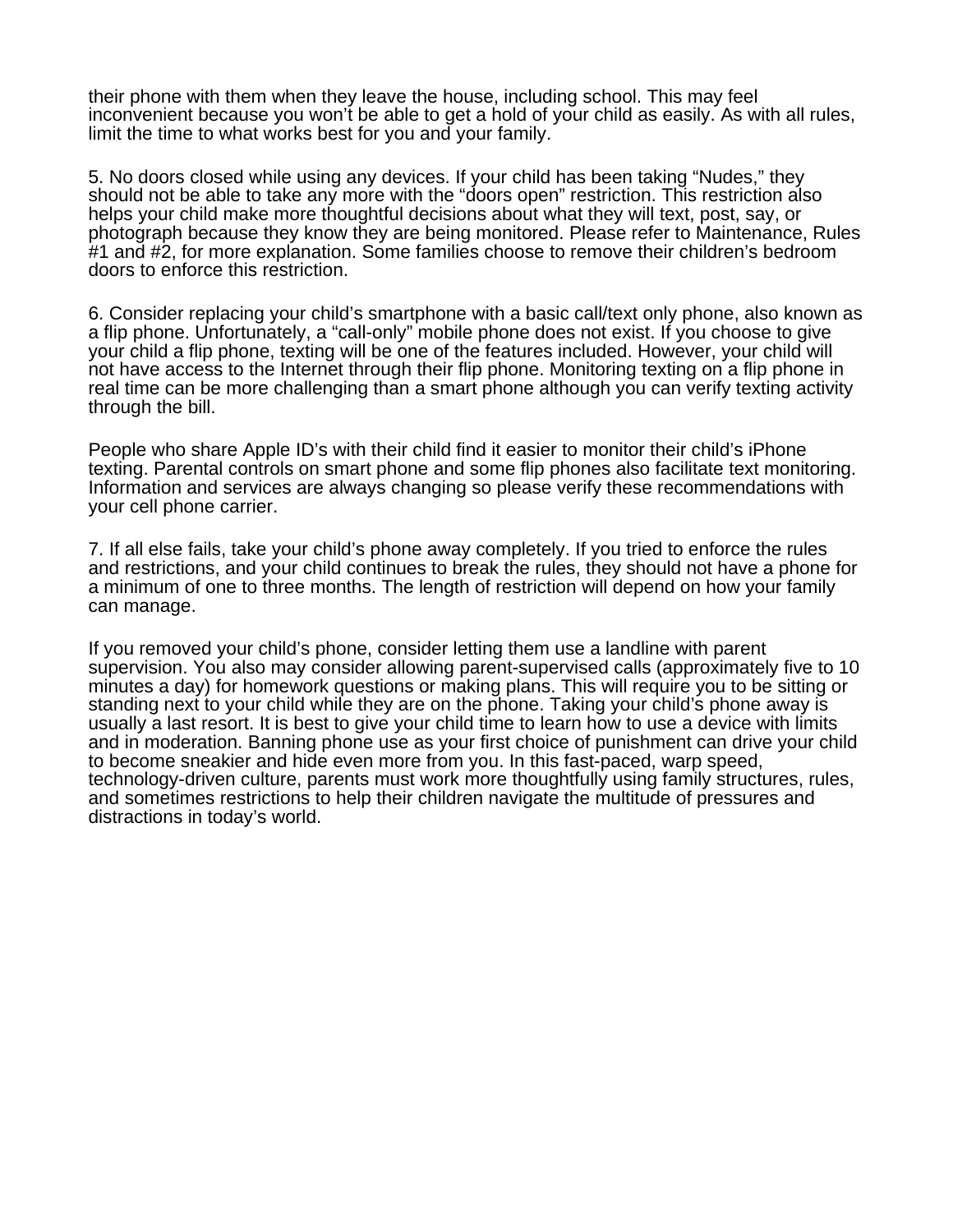their phone with them when they leave the house, including school. This may feel inconvenient because you won't be able to get a hold of your child as easily. As with all rules, limit the time to what works best for you and your family.

5. No doors closed while using any devices. If your child has been taking "Nudes," they should not be able to take any more with the "doors open" restriction. This restriction also helps your child make more thoughtful decisions about what they will text, post, say, or photograph because they know they are being monitored. Please refer to Maintenance, Rules #1 and #2, for more explanation. Some families choose to remove their children's bedroom doors to enforce this restriction.

6. Consider replacing your child's smartphone with a basic call/text only phone, also known as a flip phone. Unfortunately, a "call-only" mobile phone does not exist. If you choose to give your child a flip phone, texting will be one of the features included. However, your child will not have access to the Internet through their flip phone. Monitoring texting on a flip phone in real time can be more challenging than a smart phone although you can verify texting activity through the bill.

People who share Apple ID's with their child find it easier to monitor their child's iPhone texting. Parental controls on smart phone and some flip phones also facilitate text monitoring. Information and services are always changing so please verify these recommendations with your cell phone carrier.

7. If all else fails, take your child's phone away completely. If you tried to enforce the rules and restrictions, and your child continues to break the rules, they should not have a phone for a minimum of one to three months. The length of restriction will depend on how your family can manage.

If you removed your child's phone, consider letting them use a landline with parent supervision. You also may consider allowing parent-supervised calls (approximately five to 10 minutes a day) for homework questions or making plans. This will require you to be sitting or standing next to your child while they are on the phone. Taking your child's phone away is usually a last resort. It is best to give your child time to learn how to use a device with limits and in moderation. Banning phone use as your first choice of punishment can drive your child to become sneakier and hide even more from you. In this fast-paced, warp speed, technology-driven culture, parents must work more thoughtfully using family structures, rules, and sometimes restrictions to help their children navigate the multitude of pressures and distractions in today's world.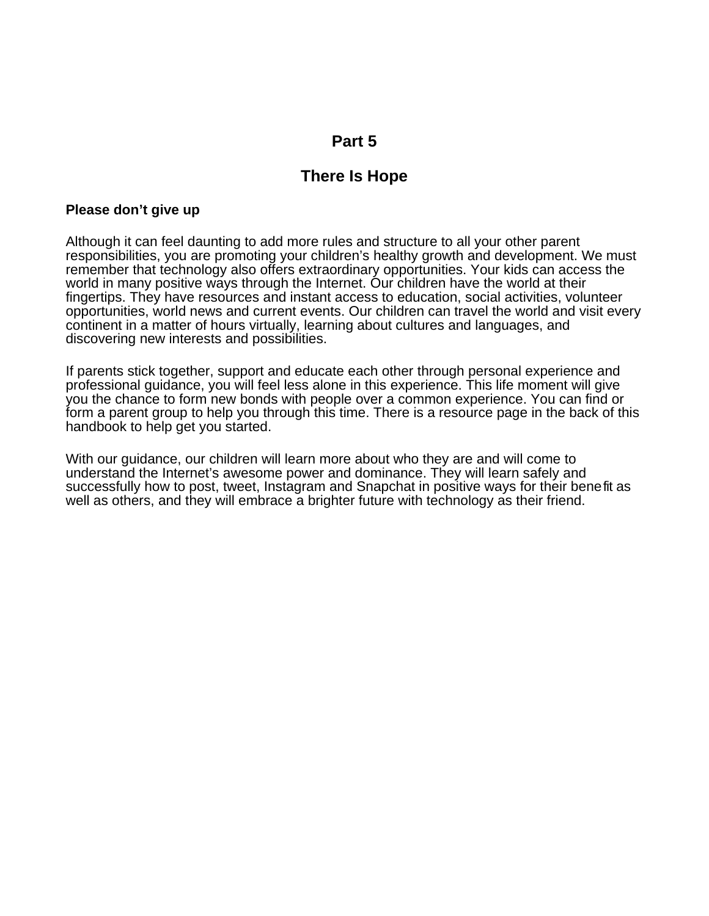# Part 5

# There Is Hope

### Please don’t give up

Although it can feel daunting to add more rules and structure to all your other parent responsibilities, you are promoting your children’s healthy growth and development. We must remember that technology also offers extraordinary opportunities. Your kids can access the world in many positive ways through the Internet. Our children have the world at their fingertips. They have resources and instant access to education, social activities, volunteer opportunities, world news and current events. Our children can travel the world and visit every continent in a matter of hours virtually, learning about cultures and languages, and discovering new interests and possibilities.

If parents stick together, support and educate each other through personal experience and professional guidance, you will feel less alone in this experience. This life moment will give you the chance to form new bonds with people over a common experience. You can find or form a parent group to help you through this time. There is a resource page in the back of this handbook to help get you started.

With our guidance, our children will learn more about who they are and will come to understand the Internet’s awesome power and dominance. They will learn safely and successfully how to post, tweet, Instagram and Snapchat in positive ways for their benefit as well as others, and they will embrace a brighter future with technology as their friend.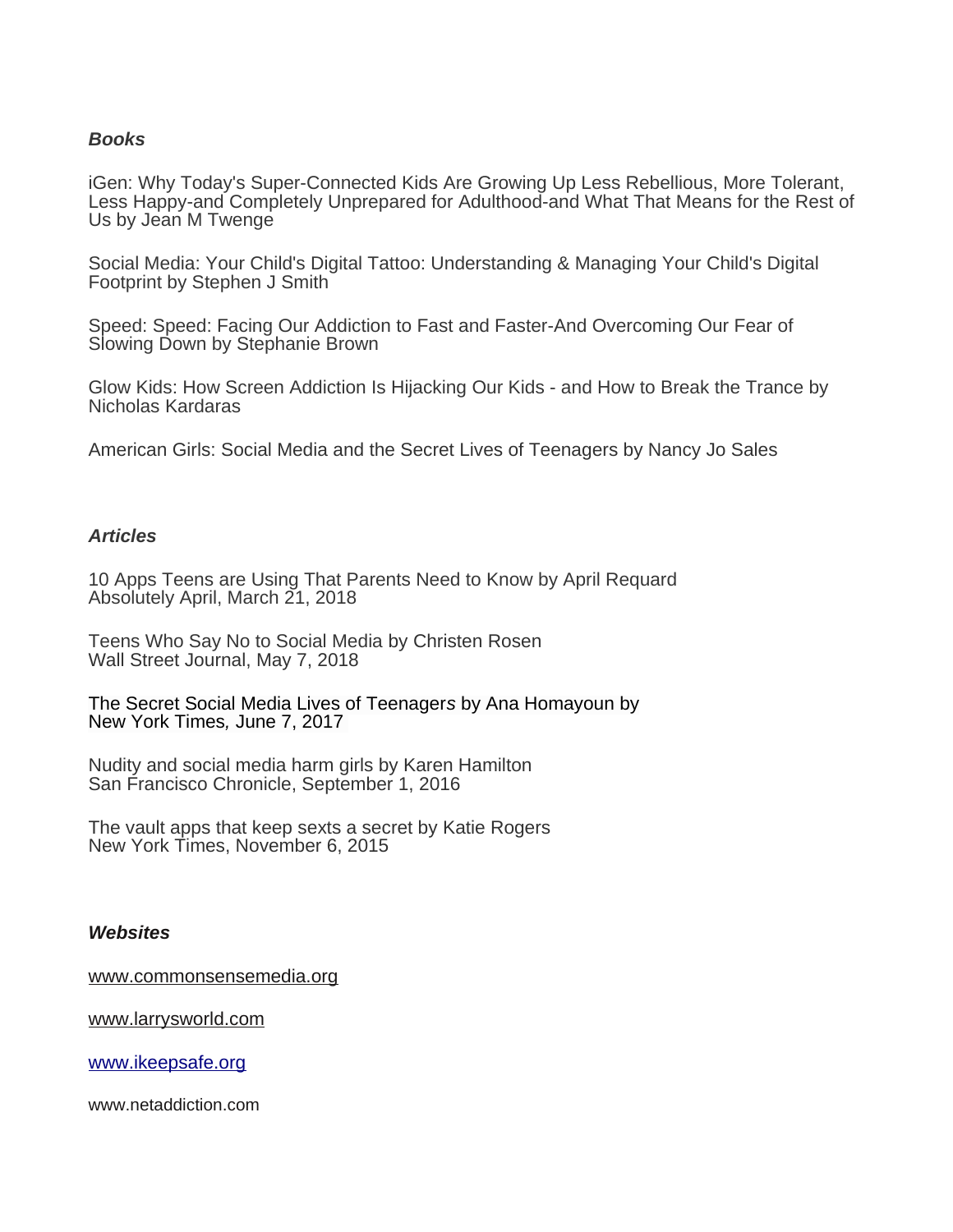***Books***

iGen: Why Today's Super-Connected Kids Are Growing Up Less Rebellious, More Tolerant, Less Happy-and Completely Unprepared for Adulthood-and What That Means for the Rest of Us by Jean M Twenge

Social Media: Your Child's Digital Tattoo: Understanding & Managing Your Child's Digital Footprint by Stephen J Smith

Speed: Speed: Facing Our Addiction to Fast and Faster-And Overcoming Our Fear of Slowing Down by Stephanie Brown

Glow Kids: How Screen Addiction Is Hijacking Our Kids - and How to Break the Trance by Nicholas Kardaras

American Girls: Social Media and the Secret Lives of Teenagers by Nancy Jo Sales

***Articles***

10 Apps Teens are Using That Parents Need to Know by April Requard
Absolutely April, March 21, 2018

Teens Who Say No to Social Media by Christen Rosen
Wall Street Journal, May 7, 2018

The Secret Social Media Lives of Teenagers by Ana Homayoun by
New York Times*,* June 7, 2017

Nudity and social media harm girls by Karen Hamilton
San Francisco Chronicle, September 1, 2016

The vault apps that keep sexts a secret by Katie Rogers
New York Times, November 6, 2015

***Websites***

www.commonsensemedia.org

www.larrysworld.com

www.ikeepsafe.org

www.netaddiction.com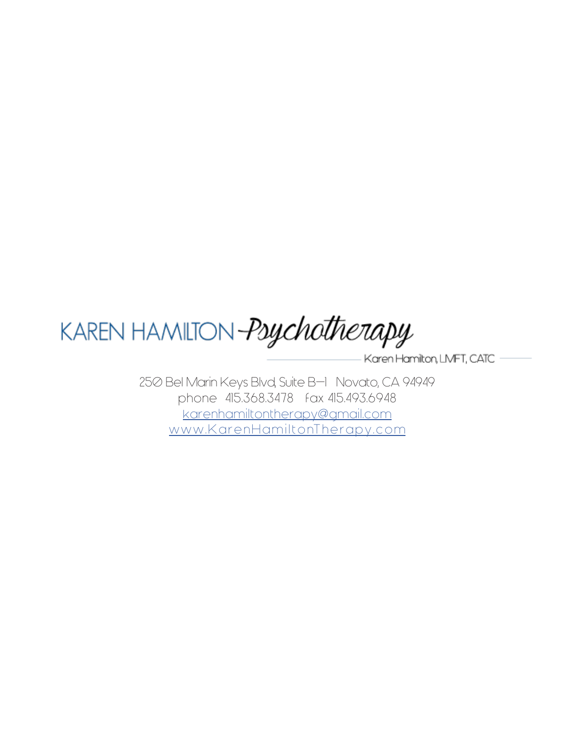KAREN HAMILTON *Psychotherapy*

Karen Hamilton, LMFT, CATC

250 Bel Marin Keys Blvd, Suite B-1 Novato, CA 94949
phone 415.368.3478 fax 415.493.6948
karenhamiltontherapy@gmail.com
www.KarenHamiltonTherapy.com